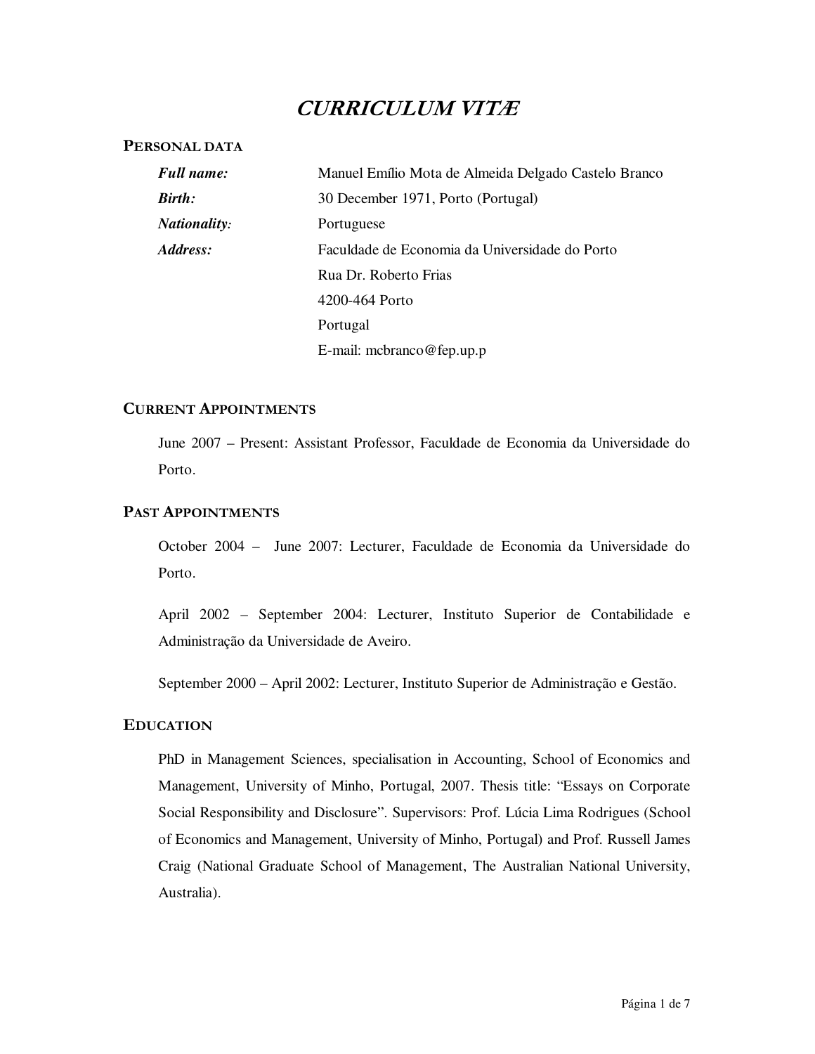# *CURRICULUM VITÆ*

## PERSONAL DATA

| | |
|---|---|
| ***Full name:*** | Manuel Emílio Mota de Almeida Delgado Castelo Branco |
| ***Birth:*** | 30 December 1971, Porto (Portugal) |
| ***Nationality:*** | Portuguese |
| ***Address:*** | Faculdade de Economia da Universidade do Porto<br>Rua Dr. Roberto Frias<br>4200-464 Porto<br>Portugal<br>E-mail: mcbranco@fep.up.p |

## CURRENT APPOINTMENTS

June 2007 – Present: Assistant Professor, Faculdade de Economia da Universidade do Porto.

## PAST APPOINTMENTS

October 2004 – June 2007: Lecturer, Faculdade de Economia da Universidade do Porto.

April 2002 – September 2004: Lecturer, Instituto Superior de Contabilidade e Administração da Universidade de Aveiro.

September 2000 – April 2002: Lecturer, Instituto Superior de Administração e Gestão.

## EDUCATION

PhD in Management Sciences, specialisation in Accounting, School of Economics and Management, University of Minho, Portugal, 2007. Thesis title: "Essays on Corporate Social Responsibility and Disclosure". Supervisors: Prof. Lúcia Lima Rodrigues (School of Economics and Management, University of Minho, Portugal) and Prof. Russell James Craig (National Graduate School of Management, The Australian National University, Australia).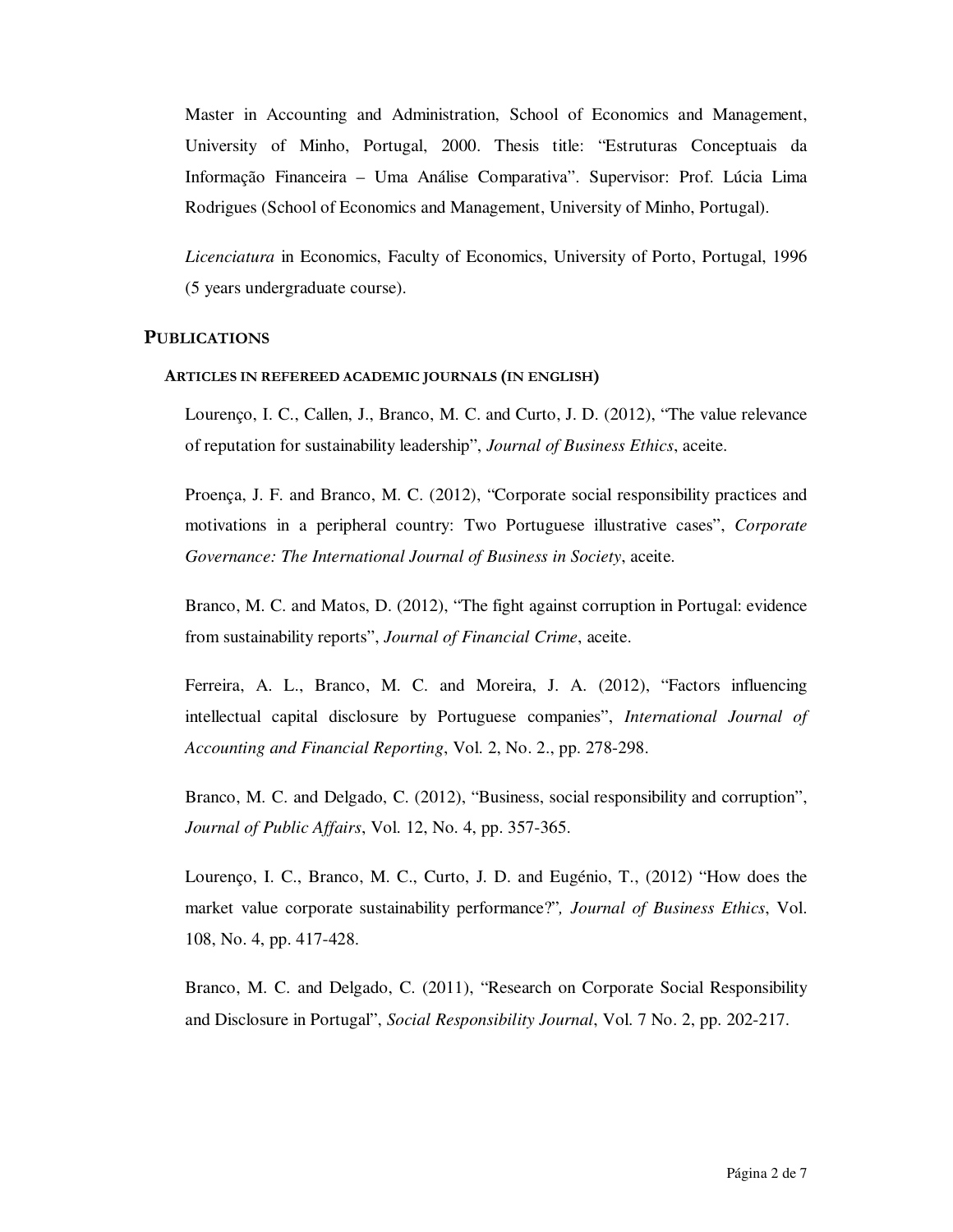Master in Accounting and Administration, School of Economics and Management, University of Minho, Portugal, 2000. Thesis title: "Estruturas Conceptuais da Informação Financeira – Uma Análise Comparativa". Supervisor: Prof. Lúcia Lima Rodrigues (School of Economics and Management, University of Minho, Portugal).

*Licenciatura* in Economics, Faculty of Economics, University of Porto, Portugal, 1996 (5 years undergraduate course).

## PUBLICATIONS

### ARTICLES IN REFEREED ACADEMIC JOURNALS (IN ENGLISH)

Lourenço, I. C., Callen, J., Branco, M. C. and Curto, J. D. (2012), "The value relevance of reputation for sustainability leadership", *Journal of Business Ethics*, aceite.

Proença, J. F. and Branco, M. C. (2012), "Corporate social responsibility practices and motivations in a peripheral country: Two Portuguese illustrative cases", *Corporate Governance: The International Journal of Business in Society*, aceite.

Branco, M. C. and Matos, D. (2012), "The fight against corruption in Portugal: evidence from sustainability reports", *Journal of Financial Crime*, aceite.

Ferreira, A. L., Branco, M. C. and Moreira, J. A. (2012), "Factors influencing intellectual capital disclosure by Portuguese companies", *International Journal of Accounting and Financial Reporting*, Vol. 2, No. 2., pp. 278-298.

Branco, M. C. and Delgado, C. (2012), "Business, social responsibility and corruption", *Journal of Public Affairs*, Vol. 12, No. 4, pp. 357-365.

Lourenço, I. C., Branco, M. C., Curto, J. D. and Eugénio, T., (2012) "How does the market value corporate sustainability performance?", *Journal of Business Ethics*, Vol. 108, No. 4, pp. 417-428.

Branco, M. C. and Delgado, C. (2011), "Research on Corporate Social Responsibility and Disclosure in Portugal", *Social Responsibility Journal*, Vol. 7 No. 2, pp. 202-217.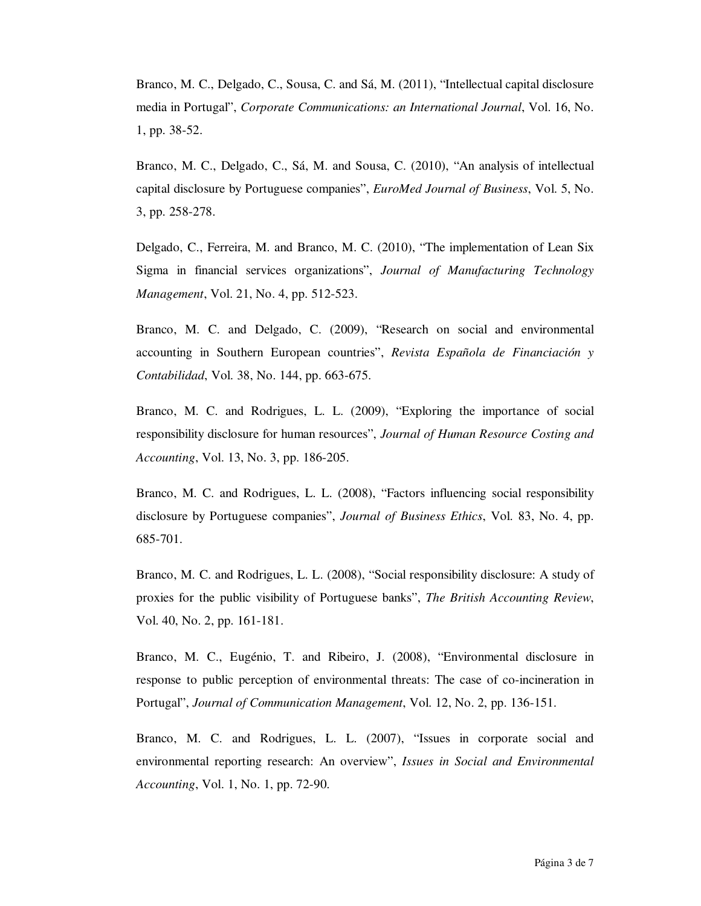Branco, M. C., Delgado, C., Sousa, C. and Sá, M. (2011), "Intellectual capital disclosure media in Portugal", *Corporate Communications: an International Journal*, Vol. 16, No. 1, pp. 38-52.

Branco, M. C., Delgado, C., Sá, M. and Sousa, C. (2010), "An analysis of intellectual capital disclosure by Portuguese companies", *EuroMed Journal of Business*, Vol. 5, No. 3, pp. 258-278.

Delgado, C., Ferreira, M. and Branco, M. C. (2010), "The implementation of Lean Six Sigma in financial services organizations", *Journal of Manufacturing Technology Management*, Vol. 21, No. 4, pp. 512-523.

Branco, M. C. and Delgado, C. (2009), "Research on social and environmental accounting in Southern European countries", *Revista Española de Financiación y Contabilidad*, Vol. 38, No. 144, pp. 663-675.

Branco, M. C. and Rodrigues, L. L. (2009), "Exploring the importance of social responsibility disclosure for human resources", *Journal of Human Resource Costing and Accounting*, Vol. 13, No. 3, pp. 186-205.

Branco, M. C. and Rodrigues, L. L. (2008), "Factors influencing social responsibility disclosure by Portuguese companies", *Journal of Business Ethics*, Vol. 83, No. 4, pp. 685-701.

Branco, M. C. and Rodrigues, L. L. (2008), "Social responsibility disclosure: A study of proxies for the public visibility of Portuguese banks", *The British Accounting Review*, Vol. 40, No. 2, pp. 161-181.

Branco, M. C., Eugénio, T. and Ribeiro, J. (2008), "Environmental disclosure in response to public perception of environmental threats: The case of co-incineration in Portugal", *Journal of Communication Management*, Vol. 12, No. 2, pp. 136-151.

Branco, M. C. and Rodrigues, L. L. (2007), "Issues in corporate social and environmental reporting research: An overview", *Issues in Social and Environmental Accounting*, Vol. 1, No. 1, pp. 72-90.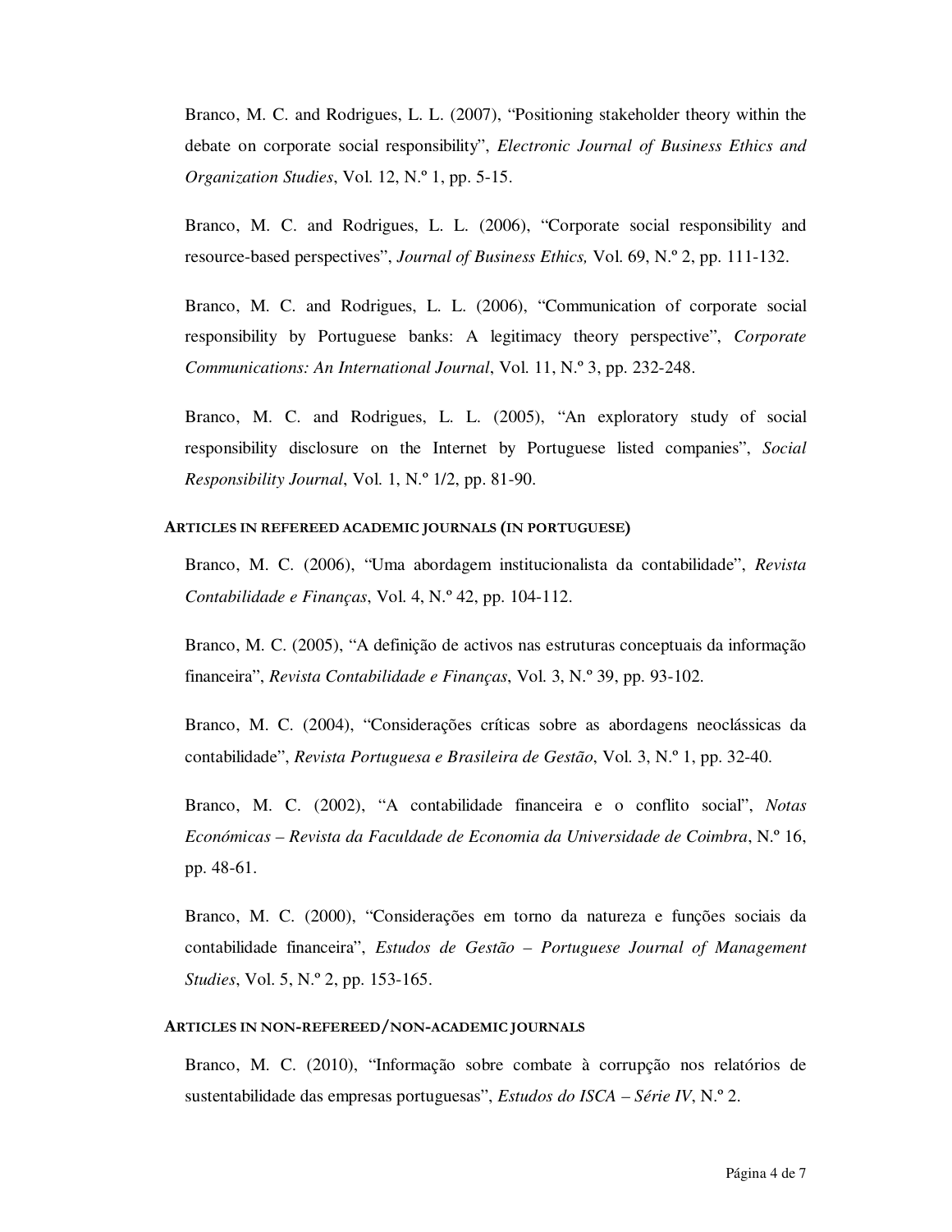Branco, M. C. and Rodrigues, L. L. (2007), "Positioning stakeholder theory within the debate on corporate social responsibility", *Electronic Journal of Business Ethics and Organization Studies*, Vol. 12, N.º 1, pp. 5-15.

Branco, M. C. and Rodrigues, L. L. (2006), "Corporate social responsibility and resource-based perspectives", *Journal of Business Ethics,* Vol. 69, N.º 2, pp. 111-132.

Branco, M. C. and Rodrigues, L. L. (2006), "Communication of corporate social responsibility by Portuguese banks: A legitimacy theory perspective", *Corporate Communications: An International Journal*, Vol. 11, N.º 3, pp. 232-248.

Branco, M. C. and Rodrigues, L. L. (2005), "An exploratory study of social responsibility disclosure on the Internet by Portuguese listed companies", *Social Responsibility Journal*, Vol. 1, N.º 1/2, pp. 81-90.

#### ARTICLES IN REFEREED ACADEMIC JOURNALS (IN PORTUGUESE)

Branco, M. C. (2006), "Uma abordagem institucionalista da contabilidade", *Revista Contabilidade e Finanças*, Vol. 4, N.º 42, pp. 104-112.

Branco, M. C. (2005), "A definição de activos nas estruturas conceptuais da informação financeira", *Revista Contabilidade e Finanças*, Vol. 3, N.º 39, pp. 93-102.

Branco, M. C. (2004), "Considerações críticas sobre as abordagens neoclássicas da contabilidade", *Revista Portuguesa e Brasileira de Gestão*, Vol. 3, N.º 1, pp. 32-40.

Branco, M. C. (2002), "A contabilidade financeira e o conflito social", *Notas Económicas – Revista da Faculdade de Economia da Universidade de Coimbra*, N.º 16, pp. 48-61.

Branco, M. C. (2000), "Considerações em torno da natureza e funções sociais da contabilidade financeira", *Estudos de Gestão – Portuguese Journal of Management Studies*, Vol. 5, N.º 2, pp. 153-165.

#### ARTICLES IN NON-REFEREED/NON-ACADEMIC JOURNALS

Branco, M. C. (2010), "Informação sobre combate à corrupção nos relatórios de sustentabilidade das empresas portuguesas", *Estudos do ISCA – Série IV*, N.º 2.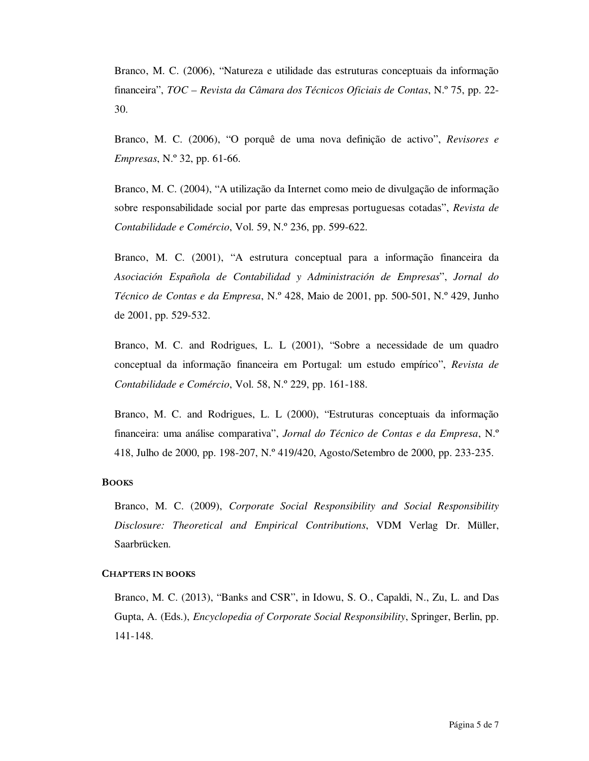Branco, M. C. (2006), “Natureza e utilidade das estruturas conceptuais da informação financeira”, *TOC – Revista da Câmara dos Técnicos Oficiais de Contas*, N.º 75, pp. 22-30.

Branco, M. C. (2006), “O porquê de uma nova definição de activo”, *Revisores e Empresas*, N.º 32, pp. 61-66.

Branco, M. C. (2004), “A utilização da Internet como meio de divulgação de informação sobre responsabilidade social por parte das empresas portuguesas cotadas”, *Revista de Contabilidade e Comércio*, Vol. 59, N.º 236, pp. 599-622.

Branco, M. C. (2001), “A estrutura conceptual para a informação financeira da *Asociación Española de Contabilidad y Administración de Empresas*”, *Jornal do Técnico de Contas e da Empresa*, N.º 428, Maio de 2001, pp. 500-501, N.º 429, Junho de 2001, pp. 529-532.

Branco, M. C. and Rodrigues, L. L (2001), “Sobre a necessidade de um quadro conceptual da informação financeira em Portugal: um estudo empírico”, *Revista de Contabilidade e Comércio*, Vol. 58, N.º 229, pp. 161-188.

Branco, M. C. and Rodrigues, L. L (2000), “Estruturas conceptuais da informação financeira: uma análise comparativa”, *Jornal do Técnico de Contas e da Empresa*, N.º 418, Julho de 2000, pp. 198-207, N.º 419/420, Agosto/Setembro de 2000, pp. 233-235.

**BOOKS**

Branco, M. C. (2009), *Corporate Social Responsibility and Social Responsibility Disclosure: Theoretical and Empirical Contributions*, VDM Verlag Dr. Müller, Saarbrücken.

**CHAPTERS IN BOOKS**

Branco, M. C. (2013), “Banks and CSR”, in Idowu, S. O., Capaldi, N., Zu, L. and Das Gupta, A. (Eds.), *Encyclopedia of Corporate Social Responsibility*, Springer, Berlin, pp. 141-148.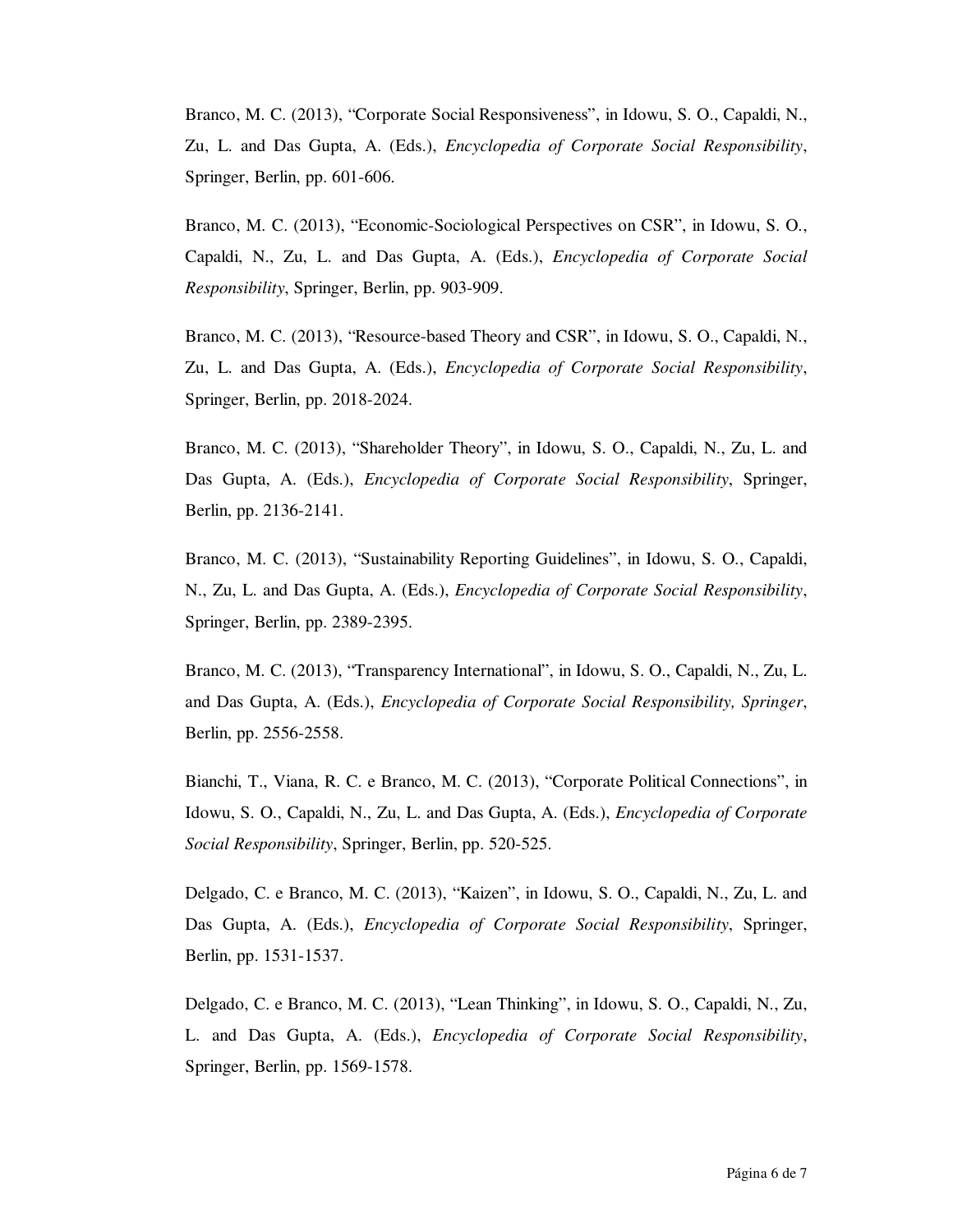Branco, M. C. (2013), "Corporate Social Responsiveness", in Idowu, S. O., Capaldi, N., Zu, L. and Das Gupta, A. (Eds.), *Encyclopedia of Corporate Social Responsibility*, Springer, Berlin, pp. 601-606.

Branco, M. C. (2013), "Economic-Sociological Perspectives on CSR", in Idowu, S. O., Capaldi, N., Zu, L. and Das Gupta, A. (Eds.), *Encyclopedia of Corporate Social Responsibility*, Springer, Berlin, pp. 903-909.

Branco, M. C. (2013), "Resource-based Theory and CSR", in Idowu, S. O., Capaldi, N., Zu, L. and Das Gupta, A. (Eds.), *Encyclopedia of Corporate Social Responsibility*, Springer, Berlin, pp. 2018-2024.

Branco, M. C. (2013), "Shareholder Theory", in Idowu, S. O., Capaldi, N., Zu, L. and Das Gupta, A. (Eds.), *Encyclopedia of Corporate Social Responsibility*, Springer, Berlin, pp. 2136-2141.

Branco, M. C. (2013), "Sustainability Reporting Guidelines", in Idowu, S. O., Capaldi, N., Zu, L. and Das Gupta, A. (Eds.), *Encyclopedia of Corporate Social Responsibility*, Springer, Berlin, pp. 2389-2395.

Branco, M. C. (2013), "Transparency International", in Idowu, S. O., Capaldi, N., Zu, L. and Das Gupta, A. (Eds.), *Encyclopedia of Corporate Social Responsibility, Springer*, Berlin, pp. 2556-2558.

Bianchi, T., Viana, R. C. e Branco, M. C. (2013), "Corporate Political Connections", in Idowu, S. O., Capaldi, N., Zu, L. and Das Gupta, A. (Eds.), *Encyclopedia of Corporate Social Responsibility*, Springer, Berlin, pp. 520-525.

Delgado, C. e Branco, M. C. (2013), "Kaizen", in Idowu, S. O., Capaldi, N., Zu, L. and Das Gupta, A. (Eds.), *Encyclopedia of Corporate Social Responsibility*, Springer, Berlin, pp. 1531-1537.

Delgado, C. e Branco, M. C. (2013), "Lean Thinking", in Idowu, S. O., Capaldi, N., Zu, L. and Das Gupta, A. (Eds.), *Encyclopedia of Corporate Social Responsibility*, Springer, Berlin, pp. 1569-1578.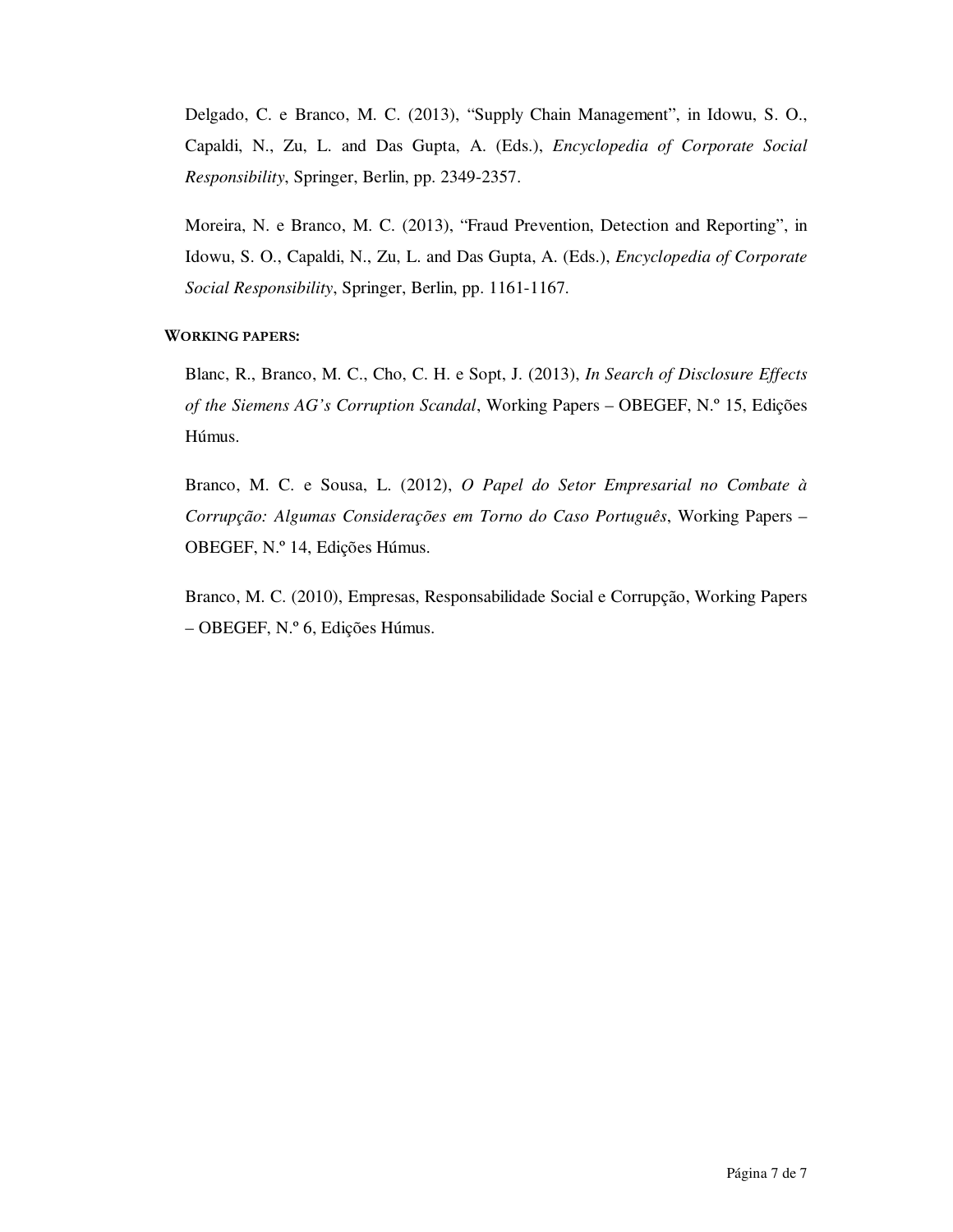Delgado, C. e Branco, M. C. (2013), “Supply Chain Management”, in Idowu, S. O., Capaldi, N., Zu, L. and Das Gupta, A. (Eds.), *Encyclopedia of Corporate Social Responsibility*, Springer, Berlin, pp. 2349-2357.

Moreira, N. e Branco, M. C. (2013), “Fraud Prevention, Detection and Reporting”, in Idowu, S. O., Capaldi, N., Zu, L. and Das Gupta, A. (Eds.), *Encyclopedia of Corporate Social Responsibility*, Springer, Berlin, pp. 1161-1167.

**WORKING PAPERS:**

Blanc, R., Branco, M. C., Cho, C. H. e Sopt, J. (2013), *In Search of Disclosure Effects of the Siemens AG’s Corruption Scandal*, Working Papers – OBEGEF, N.º 15, Edições Húmus.

Branco, M. C. e Sousa, L. (2012), *O Papel do Setor Empresarial no Combate à Corrupção: Algumas Considerações em Torno do Caso Português*, Working Papers – OBEGEF, N.º 14, Edições Húmus.

Branco, M. C. (2010), Empresas, Responsabilidade Social e Corrupção, Working Papers – OBEGEF, N.º 6, Edições Húmus.